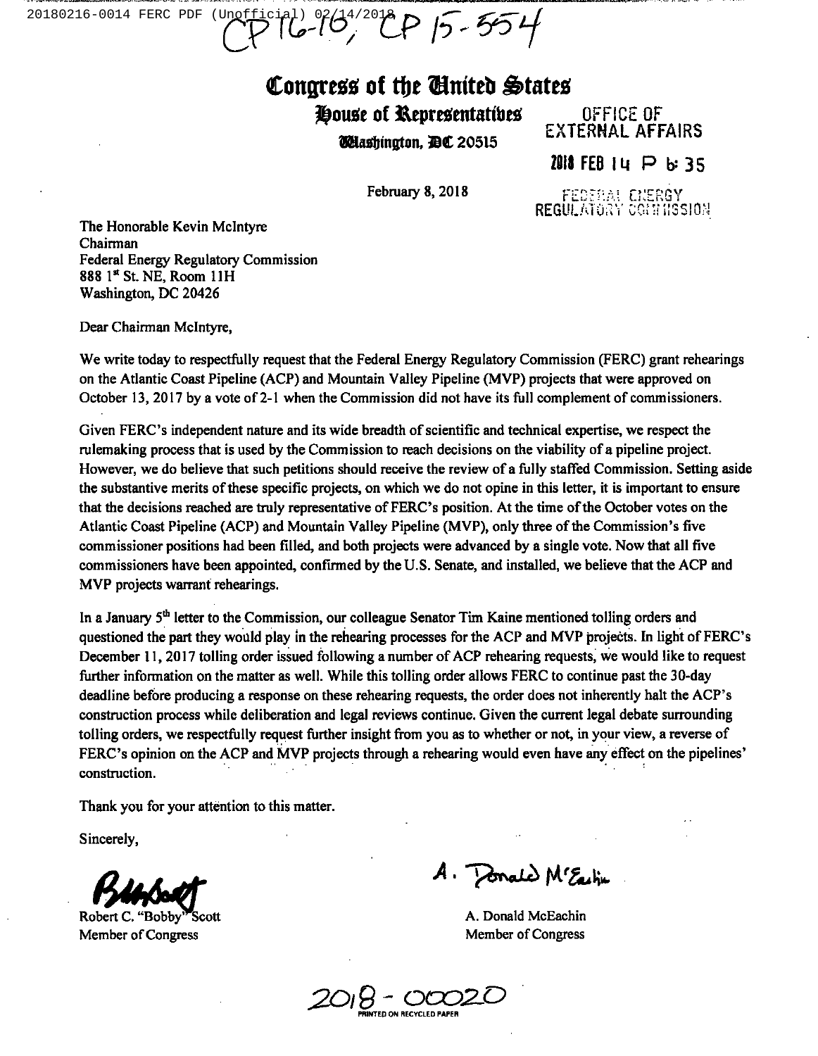CP16-10, CP 15-554

# Congress of the United States

## House of Representatives

Washington, DC 20515

OFFICE OF EXTERNAL AFFAIRS

2018 FEB 14 P 6:35

FEDERAL ENERGY REGULATORY COMMISSION

February 8, 2018

The Honorable Kevin McIntyre
Chairman
Federal Energy Regulatory Commission
888 1st St. NE, Room 11H
Washington, DC 20426

Dear Chairman McIntyre,

We write today to respectfully request that the Federal Energy Regulatory Commission (FERC) grant rehearings on the Atlantic Coast Pipeline (ACP) and Mountain Valley Pipeline (MVP) projects that were approved on October 13, 2017 by a vote of 2-1 when the Commission did not have its full complement of commissioners.

Given FERC's independent nature and its wide breadth of scientific and technical expertise, we respect the rulemaking process that is used by the Commission to reach decisions on the viability of a pipeline project. However, we do believe that such petitions should receive the review of a fully staffed Commission. Setting aside the substantive merits of these specific projects, on which we do not opine in this letter, it is important to ensure that the decisions reached are truly representative of FERC's position. At the time of the October votes on the Atlantic Coast Pipeline (ACP) and Mountain Valley Pipeline (MVP), only three of the Commission's five commissioner positions had been filled, and both projects were advanced by a single vote. Now that all five commissioners have been appointed, confirmed by the U.S. Senate, and installed, we believe that the ACP and MVP projects warrant rehearings.

In a January 5th letter to the Commission, our colleague Senator Tim Kaine mentioned tolling orders and questioned the part they would play in the rehearing processes for the ACP and MVP projects. In light of FERC's December 11, 2017 tolling order issued following a number of ACP rehearing requests, we would like to request further information on the matter as well. While this tolling order allows FERC to continue past the 30-day deadline before producing a response on these rehearing requests, the order does not inherently halt the ACP's construction process while deliberation and legal reviews continue. Given the current legal debate surrounding tolling orders, we respectfully request further insight from you as to whether or not, in your view, a reverse of FERC's opinion on the ACP and MVP projects through a rehearing would even have any effect on the pipelines' construction.

Thank you for your attention to this matter.

Sincerely,

Robert C. "Bobby" Scott
Member of Congress

A. Donald McEachin
Member of Congress

2018-00020

PRINTED ON RECYCLED PAPER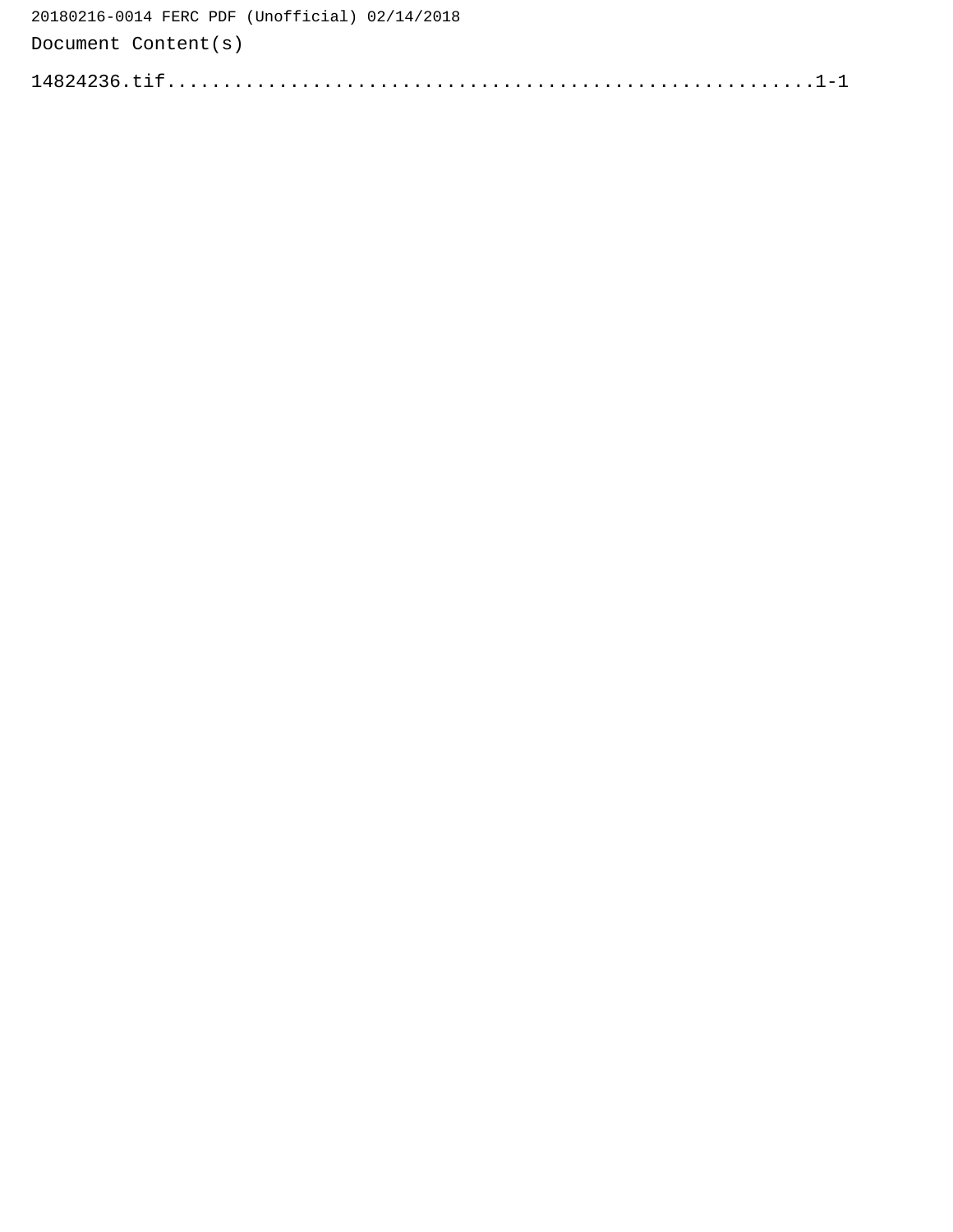Document Content(s)

14824236.tif.........................................................1-1